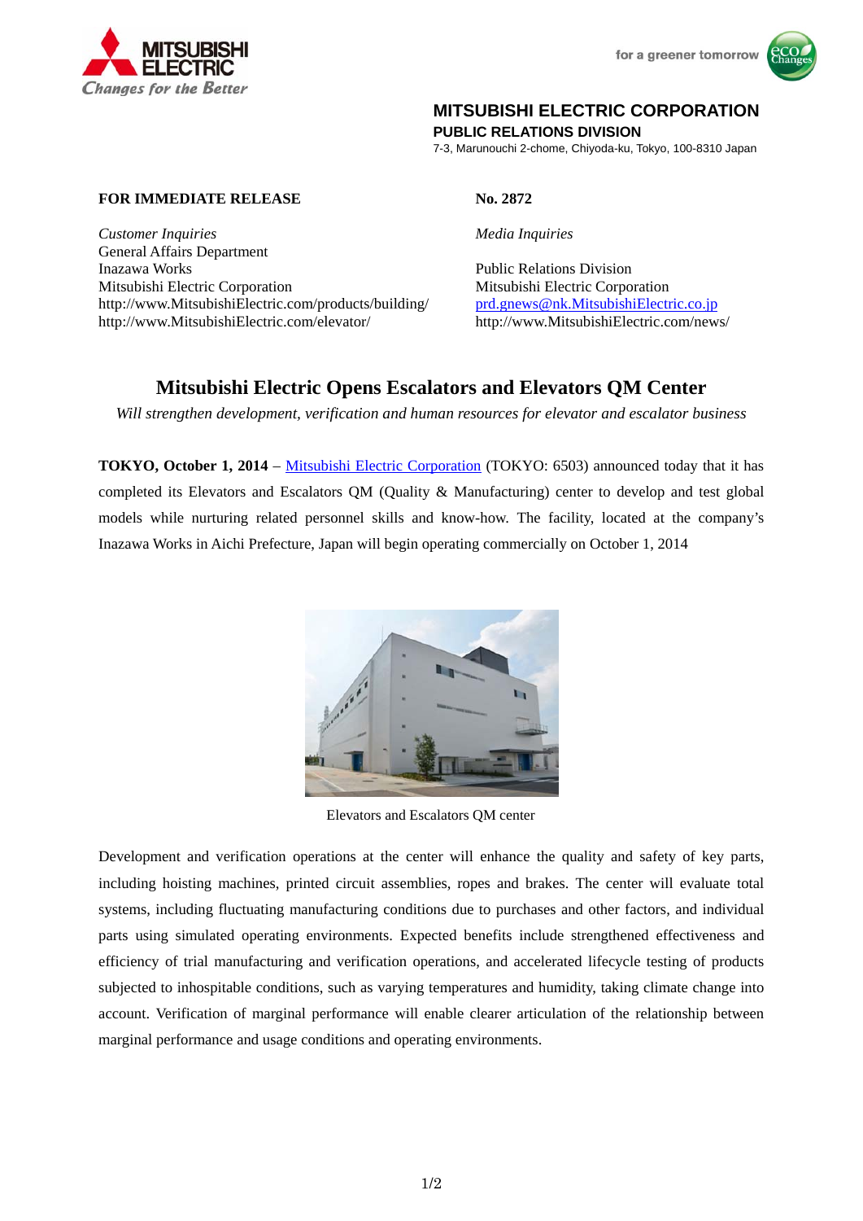MITSUBISHI ELECTRIC

*Changes for the Better*

for a greener tomorrow

**MITSUBISHI ELECTRIC CORPORATION**
**PUBLIC RELATIONS DIVISION**
7-3, Marunouchi 2-chome, Chiyoda-ku, Tokyo, 100-8310 Japan

**FOR IMMEDIATE RELEASE**

**No. 2872**

*Customer Inquiries*
General Affairs Department
Inazawa Works
Mitsubishi Electric Corporation
http://www.MitsubishiElectric.com/products/building/
http://www.MitsubishiElectric.com/elevator/

*Media Inquiries*

Public Relations Division
Mitsubishi Electric Corporation
prd.gnews@nk.MitsubishiElectric.co.jp
http://www.MitsubishiElectric.com/news/

# Mitsubishi Electric Opens Escalators and Elevators QM Center

*Will strengthen development, verification and human resources for elevator and escalator business*

**TOKYO, October 1, 2014** – Mitsubishi Electric Corporation (TOKYO: 6503) announced today that it has completed its Elevators and Escalators QM (Quality & Manufacturing) center to develop and test global models while nurturing related personnel skills and know-how. The facility, located at the company's Inazawa Works in Aichi Prefecture, Japan will begin operating commercially on October 1, 2014

Elevators and Escalators QM center

Development and verification operations at the center will enhance the quality and safety of key parts, including hoisting machines, printed circuit assemblies, ropes and brakes. The center will evaluate total systems, including fluctuating manufacturing conditions due to purchases and other factors, and individual parts using simulated operating environments. Expected benefits include strengthened effectiveness and efficiency of trial manufacturing and verification operations, and accelerated lifecycle testing of products subjected to inhospitable conditions, such as varying temperatures and humidity, taking climate change into account. Verification of marginal performance will enable clearer articulation of the relationship between marginal performance and usage conditions and operating environments.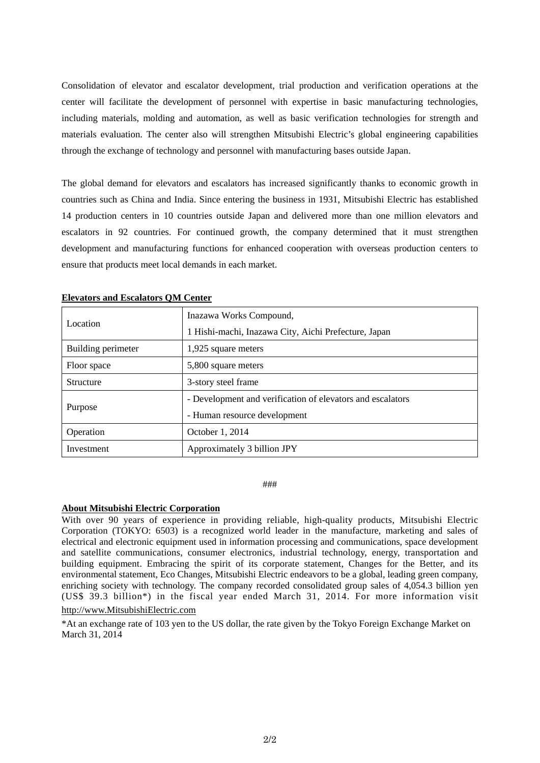Consolidation of elevator and escalator development, trial production and verification operations at the center will facilitate the development of personnel with expertise in basic manufacturing technologies, including materials, molding and automation, as well as basic verification technologies for strength and materials evaluation. The center also will strengthen Mitsubishi Electric's global engineering capabilities through the exchange of technology and personnel with manufacturing bases outside Japan.

The global demand for elevators and escalators has increased significantly thanks to economic growth in countries such as China and India. Since entering the business in 1931, Mitsubishi Electric has established 14 production centers in 10 countries outside Japan and delivered more than one million elevators and escalators in 92 countries. For continued growth, the company determined that it must strengthen development and manufacturing functions for enhanced cooperation with overseas production centers to ensure that products meet local demands in each market.

**Elevators and Escalators QM Center**

| | |
|---|---|
| Location | Inazawa Works Compound,<br>1 Hishi-machi, Inazawa City, Aichi Prefecture, Japan |
| Building perimeter | 1,925 square meters |
| Floor space | 5,800 square meters |
| Structure | 3-story steel frame |
| Purpose | - Development and verification of elevators and escalators<br>- Human resource development |
| Operation | October 1, 2014 |
| Investment | Approximately 3 billion JPY |

###

**About Mitsubishi Electric Corporation**

With over 90 years of experience in providing reliable, high-quality products, Mitsubishi Electric Corporation (TOKYO: 6503) is a recognized world leader in the manufacture, marketing and sales of electrical and electronic equipment used in information processing and communications, space development and satellite communications, consumer electronics, industrial technology, energy, transportation and building equipment. Embracing the spirit of its corporate statement, Changes for the Better, and its environmental statement, Eco Changes, Mitsubishi Electric endeavors to be a global, leading green company, enriching society with technology. The company recorded consolidated group sales of 4,054.3 billion yen (US$ 39.3 billion*) in the fiscal year ended March 31, 2014. For more information visit http://www.MitsubishiElectric.com

*At an exchange rate of 103 yen to the US dollar, the rate given by the Tokyo Foreign Exchange Market on March 31, 2014